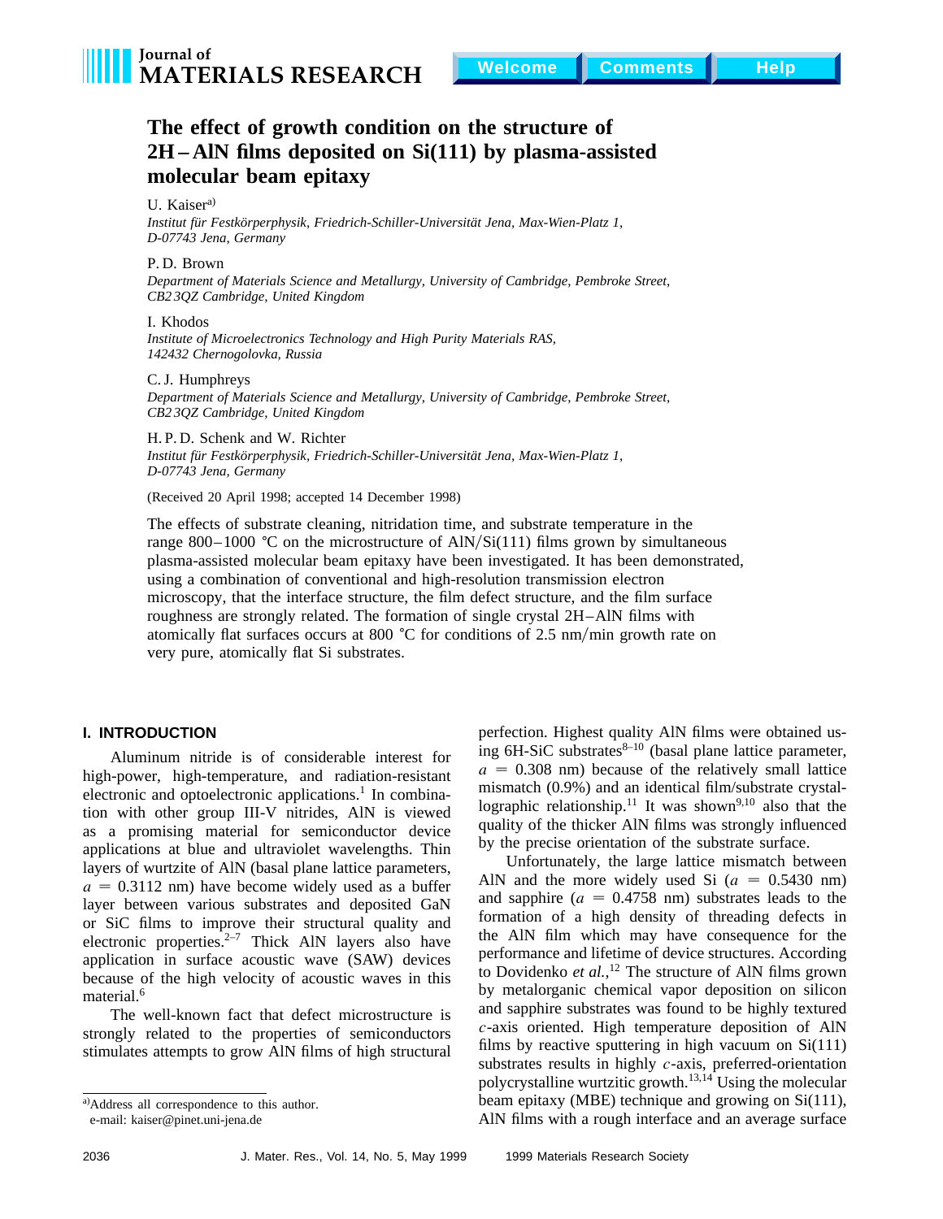# The effect of growth condition on the structure of 2H–AlN films deposited on Si(111) by plasma-assisted molecular beam epitaxy

U. Kaiser[a)]
*Institut für Festkörperphysik, Friedrich-Schiller-Universität Jena, Max-Wien-Platz 1, D-07743 Jena, Germany*

P. D. Brown
*Department of Materials Science and Metallurgy, University of Cambridge, Pembroke Street, CB2 3QZ Cambridge, United Kingdom*

I. Khodos
*Institute of Microelectronics Technology and High Purity Materials RAS, 142432 Chernogolovka, Russia*

C. J. Humphreys
*Department of Materials Science and Metallurgy, University of Cambridge, Pembroke Street, CB2 3QZ Cambridge, United Kingdom*

H. P. D. Schenk and W. Richter
*Institut für Festkörperphysik, Friedrich-Schiller-Universität Jena, Max-Wien-Platz 1, D-07743 Jena, Germany*

(Received 20 April 1998; accepted 14 December 1998)

The effects of substrate cleaning, nitridation time, and substrate temperature in the range 800–1000 °C on the microstructure of AlN/Si(111) films grown by simultaneous plasma-assisted molecular beam epitaxy have been investigated. It has been demonstrated, using a combination of conventional and high-resolution transmission electron microscopy, that the interface structure, the film defect structure, and the film surface roughness are strongly related. The formation of single crystal 2H–AlN films with atomically flat surfaces occurs at 800 °C for conditions of 2.5 nm/min growth rate on very pure, atomically flat Si substrates.

## I. INTRODUCTION

Aluminum nitride is of considerable interest for high-power, high-temperature, and radiation-resistant electronic and optoelectronic applications.[1] In combination with other group III-V nitrides, AlN is viewed as a promising material for semiconductor device applications at blue and ultraviolet wavelengths. Thin layers of wurtzite of AlN (basal plane lattice parameters, $a = 0.3112$ nm) have become widely used as a buffer layer between various substrates and deposited GaN or SiC films to improve their structural quality and electronic properties.[2–7] Thick AlN layers also have application in surface acoustic wave (SAW) devices because of the high velocity of acoustic waves in this material.[6]

The well-known fact that defect microstructure is strongly related to the properties of semiconductors stimulates attempts to grow AlN films of high structural perfection. Highest quality AlN films were obtained using 6H-SiC substrates[8–10] (basal plane lattice parameter, $a = 0.308$ nm) because of the relatively small lattice mismatch (0.9%) and an identical film/substrate crystallographic relationship.[11] It was shown[9,10] also that the quality of the thicker AlN films was strongly influenced by the precise orientation of the substrate surface.

Unfortunately, the large lattice mismatch between AlN and the more widely used Si ($a = 0.5430$ nm) and sapphire ($a = 0.4758$ nm) substrates leads to the formation of a high density of threading defects in the AlN film which may have consequence for the performance and lifetime of device structures. According to Dovidenko *et al.*,[12] The structure of AlN films grown by metalorganic chemical vapor deposition on silicon and sapphire substrates was found to be highly textured *c*-axis oriented. High temperature deposition of AlN films by reactive sputtering in high vacuum on Si(111) substrates results in highly *c*-axis, preferred-orientation polycrystalline wurtzitic growth.[13,14] Using the molecular beam epitaxy (MBE) technique and growing on Si(111), AlN films with a rough interface and an average surface

[a)]Address all correspondence to this author.
e-mail: kaiser@pinet.uni-jena.de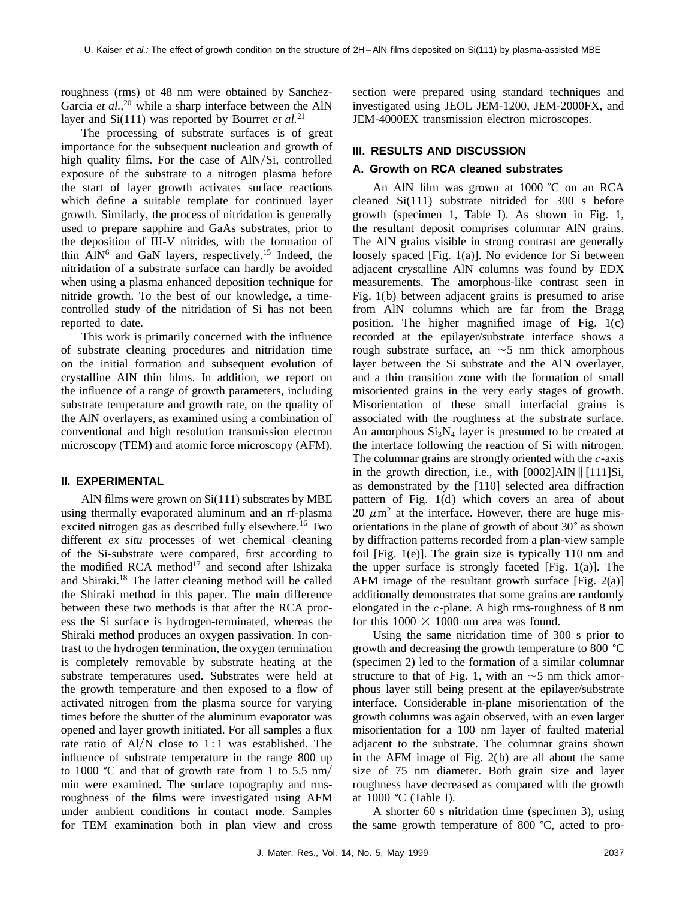roughness (rms) of 48 nm were obtained by Sanchez-Garcia *et al.*,[20] while a sharp interface between the AlN layer and Si(111) was reported by Bourret *et al.*[21]

The processing of substrate surfaces is of great importance for the subsequent nucleation and growth of high quality films. For the case of AlN/Si, controlled exposure of the substrate to a nitrogen plasma before the start of layer growth activates surface reactions which define a suitable template for continued layer growth. Similarly, the process of nitridation is generally used to prepare sapphire and GaAs substrates, prior to the deposition of III-V nitrides, with the formation of thin AlN[6] and GaN layers, respectively.[15] Indeed, the nitridation of a substrate surface can hardly be avoided when using a plasma enhanced deposition technique for nitride growth. To the best of our knowledge, a time-controlled study of the nitridation of Si has not been reported to date.

This work is primarily concerned with the influence of substrate cleaning procedures and nitridation time on the initial formation and subsequent evolution of crystalline AlN thin films. In addition, we report on the influence of a range of growth parameters, including substrate temperature and growth rate, on the quality of the AlN overlayers, as examined using a combination of conventional and high resolution transmission electron microscopy (TEM) and atomic force microscopy (AFM).

## II. EXPERIMENTAL

AlN films were grown on Si(111) substrates by MBE using thermally evaporated aluminum and an rf-plasma excited nitrogen gas as described fully elsewhere.[16] Two different *ex situ* processes of wet chemical cleaning of the Si-substrate were compared, first according to the modified RCA method[17] and second after Ishizaka and Shiraki.[18] The latter cleaning method will be called the Shiraki method in this paper. The main difference between these two methods is that after the RCA process the Si surface is hydrogen-terminated, whereas the Shiraki method produces an oxygen passivation. In contrast to the hydrogen termination, the oxygen termination is completely removable by substrate heating at the substrate temperatures used. Substrates were held at the growth temperature and then exposed to a flow of activated nitrogen from the plasma source for varying times before the shutter of the aluminum evaporator was opened and layer growth initiated. For all samples a flux rate ratio of Al/N close to 1 : 1 was established. The influence of substrate temperature in the range 800 up to 1000 °C and that of growth rate from 1 to 5.5 nm/min were examined. The surface topography and rms-roughness of the films were investigated using AFM under ambient conditions in contact mode. Samples for TEM examination both in plan view and cross section were prepared using standard techniques and investigated using JEOL JEM-1200, JEM-2000FX, and JEM-4000EX transmission electron microscopes.

## III. RESULTS AND DISCUSSION

### A. Growth on RCA cleaned substrates

An AlN film was grown at 1000 °C on an RCA cleaned Si(111) substrate nitrided for 300 s before growth (specimen 1, Table I). As shown in Fig. 1, the resultant deposit comprises columnar AlN grains. The AlN grains visible in strong contrast are generally loosely spaced [Fig. 1(a)]. No evidence for Si between adjacent crystalline AlN columns was found by EDX measurements. The amorphous-like contrast seen in Fig. 1(b) between adjacent grains is presumed to arise from AlN columns which are far from the Bragg position. The higher magnified image of Fig. 1(c) recorded at the epilayer/substrate interface shows a rough substrate surface, an ~5 nm thick amorphous layer between the Si substrate and the AlN overlayer, and a thin transition zone with the formation of small misoriented grains in the very early stages of growth. Misorientation of these small interfacial grains is associated with the roughness at the substrate surface. An amorphous $Si_3N_4$ layer is presumed to be created at the interface following the reaction of Si with nitrogen. The columnar grains are strongly oriented with the $c$-axis in the growth direction, i.e., with [0002]AlN ∥ [111]Si, as demonstrated by the [110] selected area diffraction pattern of Fig. 1(d) which covers an area of about 20 $\mu m^2$ at the interface. However, there are huge misorientations in the plane of growth of about 30° as shown by diffraction patterns recorded from a plan-view sample foil [Fig. 1(e)]. The grain size is typically 110 nm and the upper surface is strongly faceted [Fig. 1(a)]. The AFM image of the resultant growth surface [Fig. 2(a)] additionally demonstrates that some grains are randomly elongated in the $c$-plane. A high rms-roughness of 8 nm for this 1000 × 1000 nm area was found.

Using the same nitridation time of 300 s prior to growth and decreasing the growth temperature to 800 °C (specimen 2) led to the formation of a similar columnar structure to that of Fig. 1, with an ~5 nm thick amorphous layer still being present at the epilayer/substrate interface. Considerable in-plane misorientation of the growth columns was again observed, with an even larger misorientation for a 100 nm layer of faulted material adjacent to the substrate. The columnar grains shown in the AFM image of Fig. 2(b) are all about the same size of 75 nm diameter. Both grain size and layer roughness have decreased as compared with the growth at 1000 °C (Table I).

A shorter 60 s nitridation time (specimen 3), using the same growth temperature of 800 °C, acted to pro-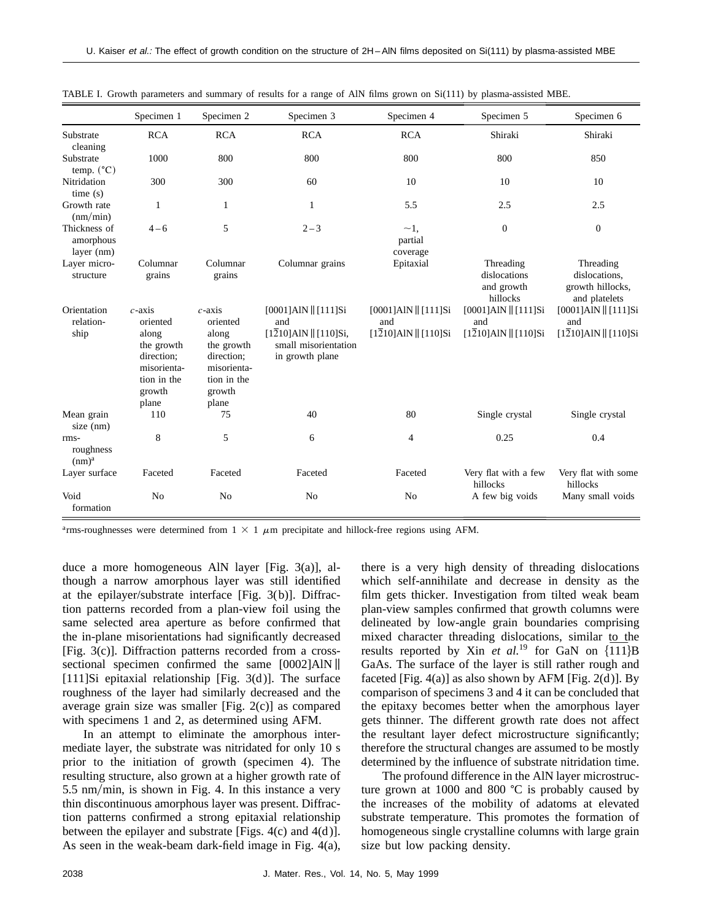TABLE I. Growth parameters and summary of results for a range of AlN films grown on Si(111) by plasma-assisted MBE.

| | Specimen 1 | Specimen 2 | Specimen 3 | Specimen 4 | Specimen 5 | Specimen 6 |
|---|---|---|---|---|---|---|
| Substrate cleaning | RCA | RCA | RCA | RCA | Shiraki | Shiraki |
| Substrate temp. (°C) | 1000 | 800 | 800 | 800 | 800 | 850 |
| Nitridation time (s) | 300 | 300 | 60 | 10 | 10 | 10 |
| Growth rate (nm/min) | 1 | 1 | 1 | 5.5 | 2.5 | 2.5 |
| Thickness of amorphous layer (nm) | 4–6 | 5 | 2–3 | ~1, partial coverage | 0 | 0 |
| Layer micro-structure | Columnar grains | Columnar grains | Columnar grains | Epitaxial | Threading dislocations and growth hillocks | Threading dislocations, growth hillocks, and platelets |
| Orientation relation-ship | *c*-axis oriented along the growth direction; misorientation in the growth plane | *c*-axis oriented along the growth direction; misorientation in the growth plane | [0001]AlN ‖ [111]Si and [$1\bar{2}10$]AlN ‖ [110]Si, small misorientation in growth plane | [0001]AlN ‖ [111]Si and [$1\bar{2}10$]AlN ‖ [110]Si | [0001]AlN ‖ [111]Si and [$1\bar{2}10$]AlN ‖ [110]Si | [0001]AlN ‖ [111]Si and [$1\bar{2}10$]AlN ‖ [110]Si |
| Mean grain size (nm) | 110 | 75 | 40 | 80 | Single crystal | Single crystal |
| rms-roughness (nm)[a] | 8 | 5 | 6 | 4 | 0.25 | 0.4 |
| Layer surface | Faceted | Faceted | Faceted | Faceted | Very flat with a few hillocks | Very flat with some hillocks |
| Void formation | No | No | No | No | A few big voids | Many small voids |

[a]rms-roughnesses were determined from 1 × 1 $\mu$m precipitate and hillock-free regions using AFM.

duce a more homogeneous AlN layer [Fig. 3(a)], although a narrow amorphous layer was still identified at the epilayer/substrate interface [Fig. 3(b)]. Diffraction patterns recorded from a plan-view foil using the same selected area aperture as before confirmed that the in-plane misorientations had significantly decreased [Fig. 3(c)]. Diffraction patterns recorded from a cross-sectional specimen confirmed the same [0002]AlN ‖ [111]Si epitaxial relationship [Fig. 3(d)]. The surface roughness of the layer had similarly decreased and the average grain size was smaller [Fig. 2(c)] as compared with specimens 1 and 2, as determined using AFM.

In an attempt to eliminate the amorphous intermediate layer, the substrate was nitridated for only 10 s prior to the initiation of growth (specimen 4). The resulting structure, also grown at a higher growth rate of 5.5 nm/min, is shown in Fig. 4. In this instance a very thin discontinuous amorphous layer was present. Diffraction patterns confirmed a strong epitaxial relationship between the epilayer and substrate [Figs. 4(c) and 4(d)]. As seen in the weak-beam dark-field image in Fig. 4(a), there is a very high density of threading dislocations which self-annihilate and decrease in density as the film gets thicker. Investigation from tilted weak beam plan-view samples confirmed that growth columns were delineated by low-angle grain boundaries comprising mixed character threading dislocations, similar to the results reported by Xin *et al.*[19] for GaN on {111}B GaAs. The surface of the layer is still rather rough and faceted [Fig. 4(a)] as also shown by AFM [Fig. 2(d)]. By comparison of specimens 3 and 4 it can be concluded that the epitaxy becomes better when the amorphous layer gets thinner. The different growth rate does not affect the resultant layer defect microstructure significantly; therefore the structural changes are assumed to be mostly determined by the influence of substrate nitridation time.

The profound difference in the AlN layer microstructure grown at 1000 and 800 °C is probably caused by the increases of the mobility of adatoms at elevated substrate temperature. This promotes the formation of homogeneous single crystalline columns with large grain size but low packing density.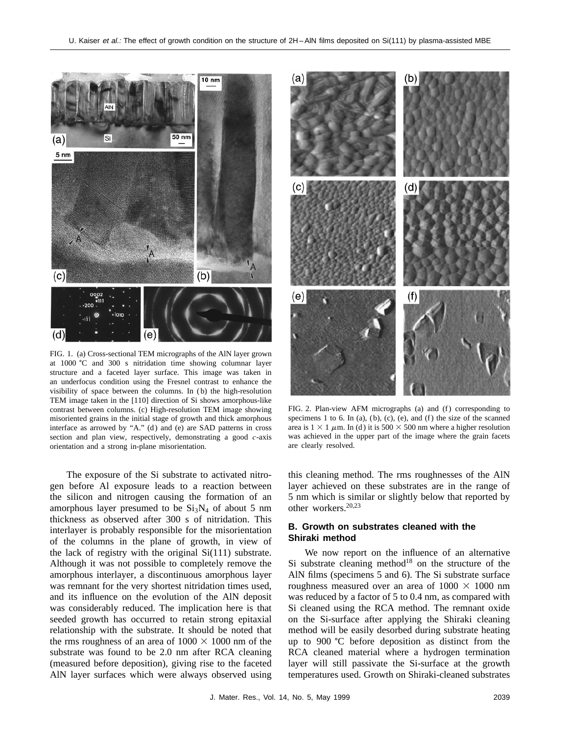FIG. 1. (a) Cross-sectional TEM micrographs of the AlN layer grown at 1000 °C and 300 s nitridation time showing columnar layer structure and a faceted layer surface. This image was taken in an underfocus condition using the Fresnel contrast to enhance the visibility of space between the columns. In (b) the high-resolution TEM image taken in the [110] direction of Si shows amorphous-like contrast between columns. (c) High-resolution TEM image showing misoriented grains in the initial stage of growth and thick amorphous interface as arrowed by "A." (d) and (e) are SAD patterns in cross section and plan view, respectively, demonstrating a good $c$-axis orientation and a strong in-plane misorientation.

FIG. 2. Plan-view AFM micrographs (a) and (f) corresponding to specimens 1 to 6. In (a), (b), (c), (e), and (f) the size of the scanned area is $1 \times 1$ $\mu$m. In (d) it is $500 \times 500$ nm where a higher resolution was achieved in the upper part of the image where the grain facets are clearly resolved.

The exposure of the Si substrate to activated nitrogen before Al exposure leads to a reaction between the silicon and nitrogen causing the formation of an amorphous layer presumed to be $Si_3N_4$ of about 5 nm thickness as observed after 300 s of nitridation. This interlayer is probably responsible for the misorientation of the columns in the plane of growth, in view of the lack of registry with the original Si(111) substrate. Although it was not possible to completely remove the amorphous interlayer, a discontinuous amorphous layer was remnant for the very shortest nitridation times used, and its influence on the evolution of the AlN deposit was considerably reduced. The implication here is that seeded growth has occurred to retain strong epitaxial relationship with the substrate. It should be noted that the rms roughness of an area of $1000 \times 1000$ nm of the substrate was found to be 2.0 nm after RCA cleaning (measured before deposition), giving rise to the faceted AlN layer surfaces which were always observed using this cleaning method. The rms roughnesses of the AlN layer achieved on these substrates are in the range of 5 nm which is similar or slightly below that reported by other workers.[20,23]

### B. Growth on substrates cleaned with the Shiraki method

We now report on the influence of an alternative Si substrate cleaning method[18] on the structure of the AlN films (specimens 5 and 6). The Si substrate surface roughness measured over an area of $1000 \times 1000$ nm was reduced by a factor of 5 to 0.4 nm, as compared with Si cleaned using the RCA method. The remnant oxide on the Si-surface after applying the Shiraki cleaning method will be easily desorbed during substrate heating up to 900 °C before deposition as distinct from the RCA cleaned material where a hydrogen termination layer will still passivate the Si-surface at the growth temperatures used. Growth on Shiraki-cleaned substrates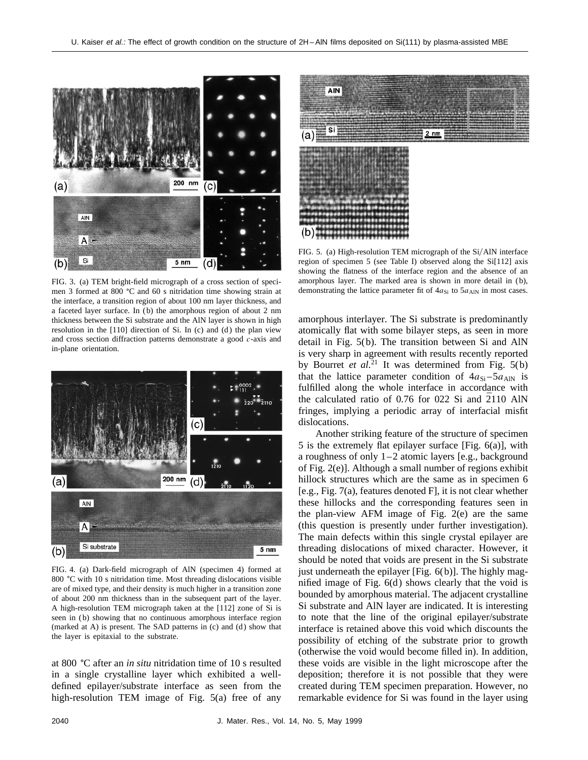FIG. 3. (a) TEM bright-field micrograph of a cross section of specimen 3 formed at 800 °C and 60 s nitridation time showing strain at the interface, a transition region of about 100 nm layer thickness, and a faceted layer surface. In (b) the amorphous region of about 2 nm thickness between the Si substrate and the AlN layer is shown in high resolution in the [110] direction of Si. In (c) and (d) the plan view and cross section diffraction patterns demonstrate a good *c*-axis and in-plane orientation.

FIG. 4. (a) Dark-field micrograph of AlN (specimen 4) formed at 800 °C with 10 s nitridation time. Most threading dislocations visible are of mixed type, and their density is much higher in a transition zone of about 200 nm thickness than in the subsequent part of the layer. A high-resolution TEM micrograph taken at the [112] zone of Si is seen in (b) showing that no continuous amorphous interface region (marked at A) is present. The SAD patterns in (c) and (d) show that the layer is epitaxial to the substrate.

at 800 °C after an *in situ* nitridation time of 10 s resulted in a single crystalline layer which exhibited a well-defined epilayer/substrate interface as seen from the high-resolution TEM image of Fig. 5(a) free of any amorphous interlayer. The Si substrate is predominantly atomically flat with some bilayer steps, as seen in more detail in Fig. 5(b). The transition between Si and AlN is very sharp in agreement with results recently reported by Bourret *et al.*[21] It was determined from Fig. 5(b) that the lattice parameter condition of $4a_{\mathrm{Si}}$–$5a_{\mathrm{AlN}}$ is fulfilled along the whole interface in accordance with the calculated ratio of 0.76 for 022 Si and $\bar{2}110$ AlN fringes, implying a periodic array of interfacial misfit dislocations.

FIG. 5. (a) High-resolution TEM micrograph of the Si/AlN interface region of specimen 5 (see Table I) observed along the Si[112] axis showing the flatness of the interface region and the absence of an amorphous layer. The marked area is shown in more detail in (b), demonstrating the lattice parameter fit of $4a_{\mathrm{Si}}$ to $5a_{\mathrm{AlN}}$ in most cases.

Another striking feature of the structure of specimen 5 is the extremely flat epilayer surface [Fig. 6(a)], with a roughness of only 1–2 atomic layers [e.g., background of Fig. 2(e)]. Although a small number of regions exhibit hillock structures which are the same as in specimen 6 [e.g., Fig. 7(a), features denoted F], it is not clear whether these hillocks and the corresponding features seen in the plan-view AFM image of Fig. 2(e) are the same (this question is presently under further investigation). The main defects within this single crystal epilayer are threading dislocations of mixed character. However, it should be noted that voids are present in the Si substrate just underneath the epilayer [Fig. 6(b)]. The highly magnified image of Fig. 6(d) shows clearly that the void is bounded by amorphous material. The adjacent crystalline Si substrate and AlN layer are indicated. It is interesting to note that the line of the original epilayer/substrate interface is retained above this void which discounts the possibility of etching of the substrate prior to growth (otherwise the void would become filled in). In addition, these voids are visible in the light microscope after the deposition; therefore it is not possible that they were created during TEM specimen preparation. However, no remarkable evidence for Si was found in the layer using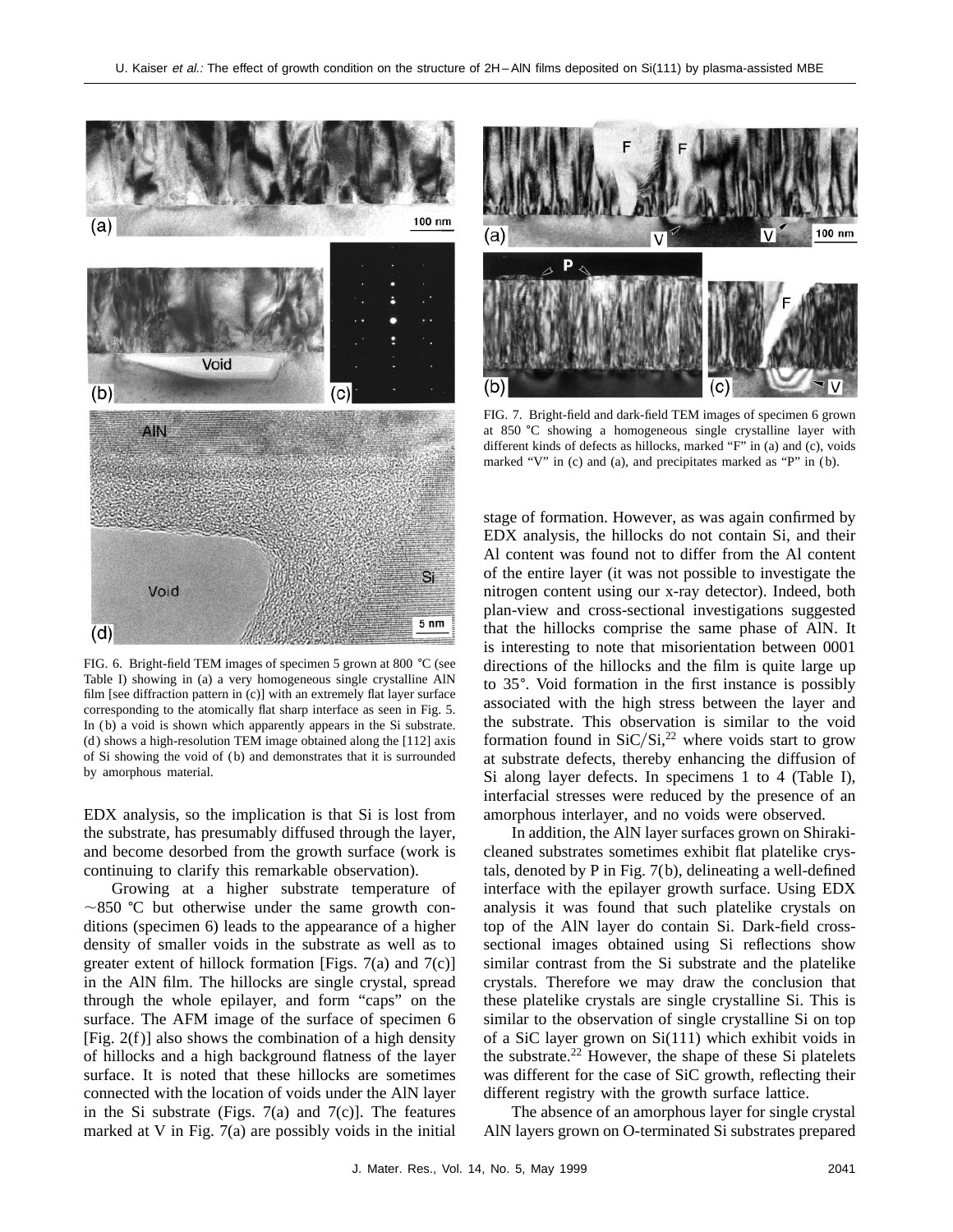FIG. 6. Bright-field TEM images of specimen 5 grown at 800 °C (see Table I) showing in (a) a very homogeneous single crystalline AlN film [see diffraction pattern in (c)] with an extremely flat layer surface corresponding to the atomically flat sharp interface as seen in Fig. 5. In (b) a void is shown which apparently appears in the Si substrate. (d) shows a high-resolution TEM image obtained along the [112] axis of Si showing the void of (b) and demonstrates that it is surrounded by amorphous material.

EDX analysis, so the implication is that Si is lost from the substrate, has presumably diffused through the layer, and become desorbed from the growth surface (work is continuing to clarify this remarkable observation).

Growing at a higher substrate temperature of ~850 °C but otherwise under the same growth conditions (specimen 6) leads to the appearance of a higher density of smaller voids in the substrate as well as to greater extent of hillock formation [Figs. 7(a) and 7(c)] in the AlN film. The hillocks are single crystal, spread through the whole epilayer, and form "caps" on the surface. The AFM image of the surface of specimen 6 [Fig. 2(f)] also shows the combination of a high density of hillocks and a high background flatness of the layer surface. It is noted that these hillocks are sometimes connected with the location of voids under the AlN layer in the Si substrate (Figs. 7(a) and 7(c)]. The features marked at V in Fig. 7(a) are possibly voids in the initial

FIG. 7. Bright-field and dark-field TEM images of specimen 6 grown at 850 °C showing a homogeneous single crystalline layer with different kinds of defects as hillocks, marked "F" in (a) and (c), voids marked "V" in (c) and (a), and precipitates marked as "P" in (b).

stage of formation. However, as was again confirmed by EDX analysis, the hillocks do not contain Si, and their Al content was found not to differ from the Al content of the entire layer (it was not possible to investigate the nitrogen content using our x-ray detector). Indeed, both plan-view and cross-sectional investigations suggested that the hillocks comprise the same phase of AlN. It is interesting to note that misorientation between 0001 directions of the hillocks and the film is quite large up to 35°. Void formation in the first instance is possibly associated with the high stress between the layer and the substrate. This observation is similar to the void formation found in SiC/Si,[22] where voids start to grow at substrate defects, thereby enhancing the diffusion of Si along layer defects. In specimens 1 to 4 (Table I), interfacial stresses were reduced by the presence of an amorphous interlayer, and no voids were observed.

In addition, the AlN layer surfaces grown on Shiraki-cleaned substrates sometimes exhibit flat platelike crystals, denoted by P in Fig. 7(b), delineating a well-defined interface with the epilayer growth surface. Using EDX analysis it was found that such platelike crystals on top of the AlN layer do contain Si. Dark-field cross-sectional images obtained using Si reflections show similar contrast from the Si substrate and the platelike crystals. Therefore we may draw the conclusion that these platelike crystals are single crystalline Si. This is similar to the observation of single crystalline Si on top of a SiC layer grown on Si(111) which exhibit voids in the substrate.[22] However, the shape of these Si platelets was different for the case of SiC growth, reflecting their different registry with the growth surface lattice.

The absence of an amorphous layer for single crystal AlN layers grown on O-terminated Si substrates prepared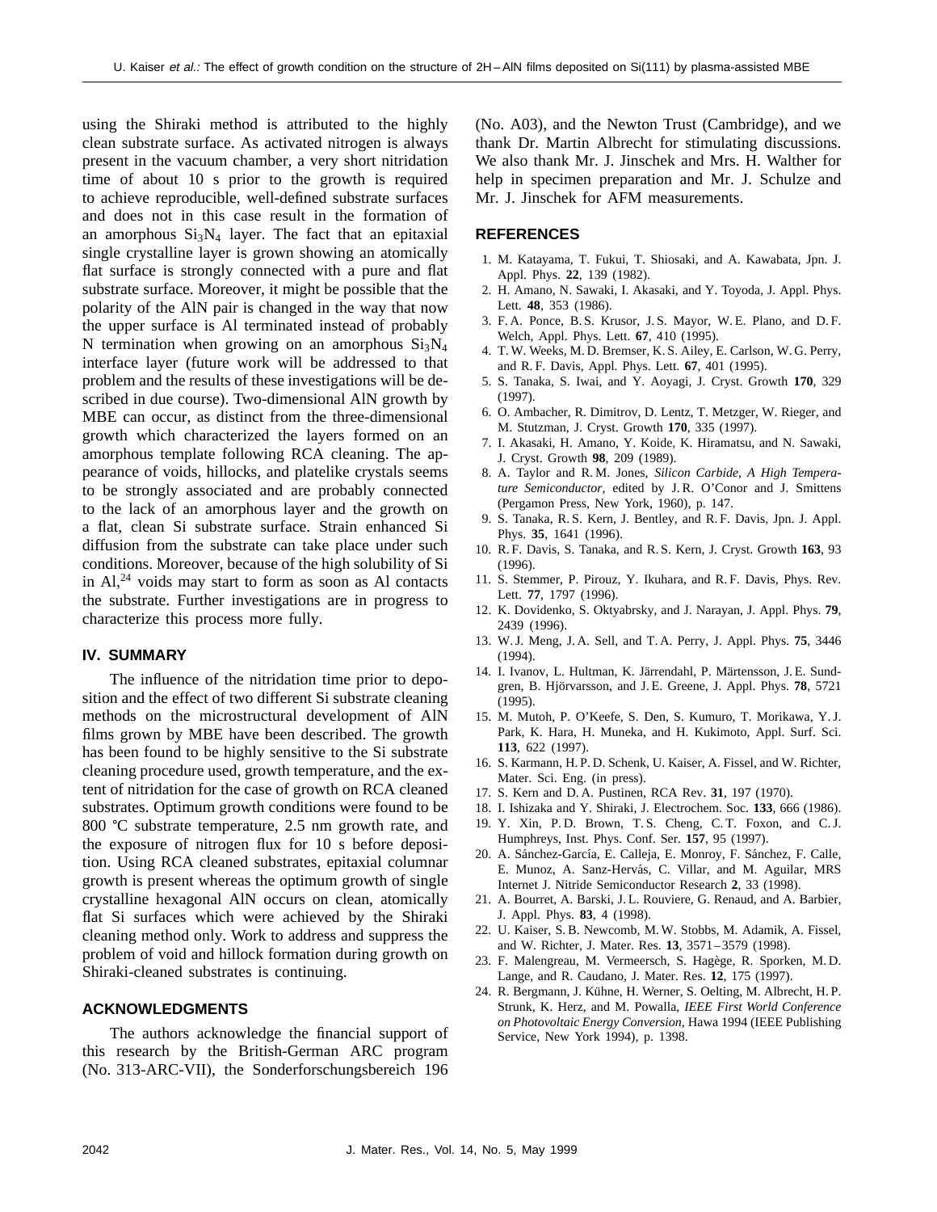using the Shiraki method is attributed to the highly clean substrate surface. As activated nitrogen is always present in the vacuum chamber, a very short nitridation time of about 10 s prior to the growth is required to achieve reproducible, well-defined substrate surfaces and does not in this case result in the formation of an amorphous $Si_3N_4$ layer. The fact that an epitaxial single crystalline layer is grown showing an atomically flat surface is strongly connected with a pure and flat substrate surface. Moreover, it might be possible that the polarity of the AlN pair is changed in the way that now the upper surface is Al terminated instead of probably N termination when growing on an amorphous $Si_3N_4$ interface layer (future work will be addressed to that problem and the results of these investigations will be described in due course). Two-dimensional AlN growth by MBE can occur, as distinct from the three-dimensional growth which characterized the layers formed on an amorphous template following RCA cleaning. The appearance of voids, hillocks, and platelike crystals seems to be strongly associated and are probably connected to the lack of an amorphous layer and the growth on a flat, clean Si substrate surface. Strain enhanced Si diffusion from the substrate can take place under such conditions. Moreover, because of the high solubility of Si in Al,[24] voids may start to form as soon as Al contacts the substrate. Further investigations are in progress to characterize this process more fully.

## IV. SUMMARY

The influence of the nitridation time prior to deposition and the effect of two different Si substrate cleaning methods on the microstructural development of AlN films grown by MBE have been described. The growth has been found to be highly sensitive to the Si substrate cleaning procedure used, growth temperature, and the extent of nitridation for the case of growth on RCA cleaned substrates. Optimum growth conditions were found to be 800 °C substrate temperature, 2.5 nm growth rate, and the exposure of nitrogen flux for 10 s before deposition. Using RCA cleaned substrates, epitaxial columnar growth is present whereas the optimum growth of single crystalline hexagonal AlN occurs on clean, atomically flat Si surfaces which were achieved by the Shiraki cleaning method only. Work to address and suppress the problem of void and hillock formation during growth on Shiraki-cleaned substrates is continuing.

## ACKNOWLEDGMENTS

The authors acknowledge the financial support of this research by the British-German ARC program (No. 313-ARC-VII), the Sonderforschungsbereich 196 (No. A03), and the Newton Trust (Cambridge), and we thank Dr. Martin Albrecht for stimulating discussions. We also thank Mr. J. Jinschek and Mrs. H. Walther for help in specimen preparation and Mr. J. Schulze and Mr. J. Jinschek for AFM measurements.

## REFERENCES

1. M. Katayama, T. Fukui, T. Shiosaki, and A. Kawabata, Jpn. J. Appl. Phys. **22**, 139 (1982).
2. H. Amano, N. Sawaki, I. Akasaki, and Y. Toyoda, J. Appl. Phys. Lett. **48**, 353 (1986).
3. F. A. Ponce, B. S. Krusor, J. S. Mayor, W. E. Plano, and D. F. Welch, Appl. Phys. Lett. **67**, 410 (1995).
4. T. W. Weeks, M. D. Bremser, K. S. Ailey, E. Carlson, W. G. Perry, and R. F. Davis, Appl. Phys. Lett. **67**, 401 (1995).
5. S. Tanaka, S. Iwai, and Y. Aoyagi, J. Cryst. Growth **170**, 329 (1997).
6. O. Ambacher, R. Dimitrov, D. Lentz, T. Metzger, W. Rieger, and M. Stutzman, J. Cryst. Growth **170**, 335 (1997).
7. I. Akasaki, H. Amano, Y. Koide, K. Hiramatsu, and N. Sawaki, J. Cryst. Growth **98**, 209 (1989).
8. A. Taylor and R. M. Jones, *Silicon Carbide, A High Temperature Semiconductor*, edited by J. R. O'Conor and J. Smittens (Pergamon Press, New York, 1960), p. 147.
9. S. Tanaka, R. S. Kern, J. Bentley, and R. F. Davis, Jpn. J. Appl. Phys. **35**, 1641 (1996).
10. R. F. Davis, S. Tanaka, and R. S. Kern, J. Cryst. Growth **163**, 93 (1996).
11. S. Stemmer, P. Pirouz, Y. Ikuhara, and R. F. Davis, Phys. Rev. Lett. **77**, 1797 (1996).
12. K. Dovidenko, S. Oktyabrsky, and J. Narayan, J. Appl. Phys. **79**, 2439 (1996).
13. W. J. Meng, J. A. Sell, and T. A. Perry, J. Appl. Phys. **75**, 3446 (1994).
14. I. Ivanov, L. Hultman, K. Järrendahl, P. Märtensson, J. E. Sundgren, B. Hjörvarsson, and J. E. Greene, J. Appl. Phys. **78**, 5721 (1995).
15. M. Mutoh, P. O'Keefe, S. Den, S. Kumuro, T. Morikawa, Y. J. Park, K. Hara, H. Muneka, and H. Kukimoto, Appl. Surf. Sci. **113**, 622 (1997).
16. S. Karmann, H. P. D. Schenk, U. Kaiser, A. Fissel, and W. Richter, Mater. Sci. Eng. (in press).
17. S. Kern and D. A. Pustinen, RCA Rev. **31**, 197 (1970).
18. I. Ishizaka and Y. Shiraki, J. Electrochem. Soc. **133**, 666 (1986).
19. Y. Xin, P. D. Brown, T. S. Cheng, C. T. Foxon, and C. J. Humphreys, Inst. Phys. Conf. Ser. **157**, 95 (1997).
20. A. Sánchez-García, E. Calleja, E. Monroy, F. Sánchez, F. Calle, E. Munoz, A. Sanz-Hervás, C. Villar, and M. Aguilar, MRS Internet J. Nitride Semiconductor Research **2**, 33 (1998).
21. A. Bourret, A. Barski, J. L. Rouviere, G. Renaud, and A. Barbier, J. Appl. Phys. **83**, 4 (1998).
22. U. Kaiser, S. B. Newcomb, M. W. Stobbs, M. Adamik, A. Fissel, and W. Richter, J. Mater. Res. **13**, 3571–3579 (1998).
23. F. Malengreau, M. Vermeersch, S. Hagège, R. Sporken, M. D. Lange, and R. Caudano, J. Mater. Res. **12**, 175 (1997).
24. R. Bergmann, J. Kühne, H. Werner, S. Oelting, M. Albrecht, H. P. Strunk, K. Herz, and M. Powalla, *IEEE First World Conference on Photovoltaic Energy Conversion*, Hawa 1994 (IEEE Publishing Service, New York 1994), p. 1398.